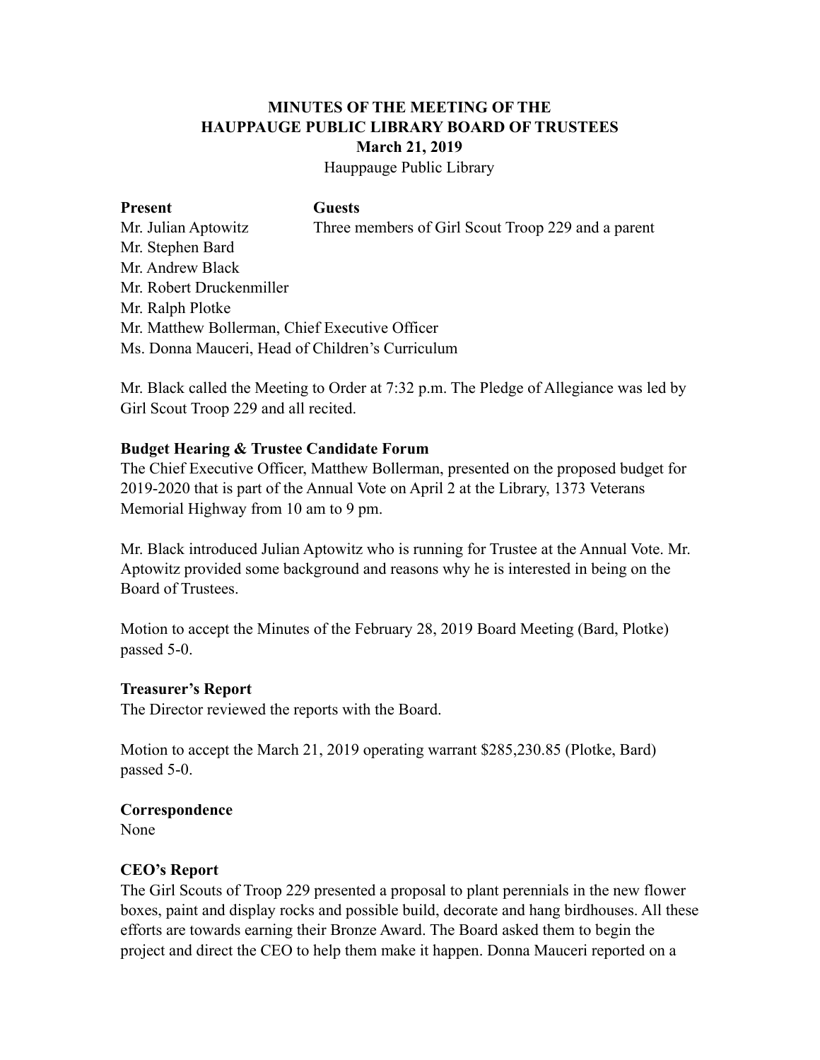# MINUTES OF THE MEETING OF THE HAUPPAUGE PUBLIC LIBRARY BOARD OF TRUSTEES

**March 21, 2019**

Hauppauge Public Library

| **Present** | **Guests** |
| --- | --- |
| Mr. Julian Aptowitz | Three members of Girl Scout Troop 229 and a parent |
| Mr. Stephen Bard | |
| Mr. Andrew Black | |
| Mr. Robert Druckenmiller | |
| Mr. Ralph Plotke | |
| Mr. Matthew Bollerman, Chief Executive Officer | |
| Ms. Donna Mauceri, Head of Children's Curriculum | |

Mr. Black called the Meeting to Order at 7:32 p.m. The Pledge of Allegiance was led by Girl Scout Troop 229 and all recited.

**Budget Hearing & Trustee Candidate Forum**

The Chief Executive Officer, Matthew Bollerman, presented on the proposed budget for 2019-2020 that is part of the Annual Vote on April 2 at the Library, 1373 Veterans Memorial Highway from 10 am to 9 pm.

Mr. Black introduced Julian Aptowitz who is running for Trustee at the Annual Vote. Mr. Aptowitz provided some background and reasons why he is interested in being on the Board of Trustees.

Motion to accept the Minutes of the February 28, 2019 Board Meeting (Bard, Plotke) passed 5-0.

**Treasurer's Report**

The Director reviewed the reports with the Board.

Motion to accept the March 21, 2019 operating warrant $285,230.85 (Plotke, Bard) passed 5-0.

**Correspondence**

None

**CEO's Report**

The Girl Scouts of Troop 229 presented a proposal to plant perennials in the new flower boxes, paint and display rocks and possible build, decorate and hang birdhouses. All these efforts are towards earning their Bronze Award. The Board asked them to begin the project and direct the CEO to help them make it happen. Donna Mauceri reported on a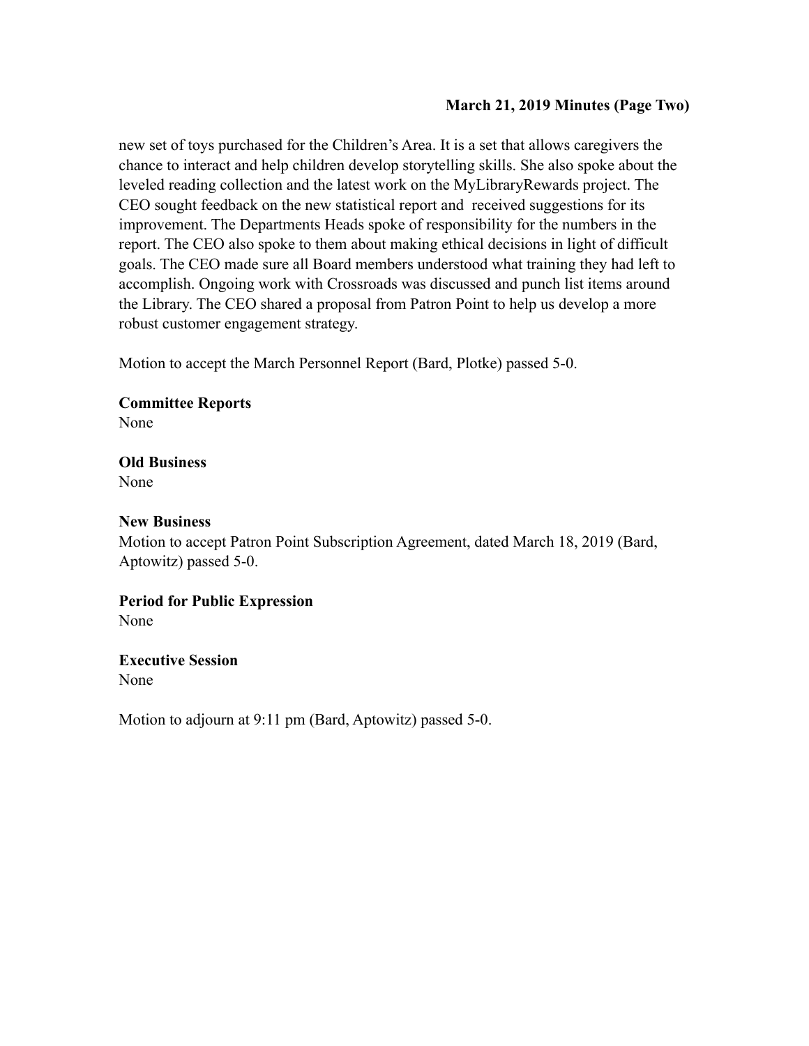new set of toys purchased for the Children's Area. It is a set that allows caregivers the chance to interact and help children develop storytelling skills. She also spoke about the leveled reading collection and the latest work on the MyLibraryRewards project. The CEO sought feedback on the new statistical report and  received suggestions for its improvement. The Departments Heads spoke of responsibility for the numbers in the report. The CEO also spoke to them about making ethical decisions in light of difficult goals. The CEO made sure all Board members understood what training they had left to accomplish. Ongoing work with Crossroads was discussed and punch list items around the Library. The CEO shared a proposal from Patron Point to help us develop a more robust customer engagement strategy.

Motion to accept the March Personnel Report (Bard, Plotke) passed 5-0.

**Committee Reports**
None

**Old Business**
None

**New Business**
Motion to accept Patron Point Subscription Agreement, dated March 18, 2019 (Bard, Aptowitz) passed 5-0.

**Period for Public Expression**
None

**Executive Session**
None

Motion to adjourn at 9:11 pm (Bard, Aptowitz) passed 5-0.